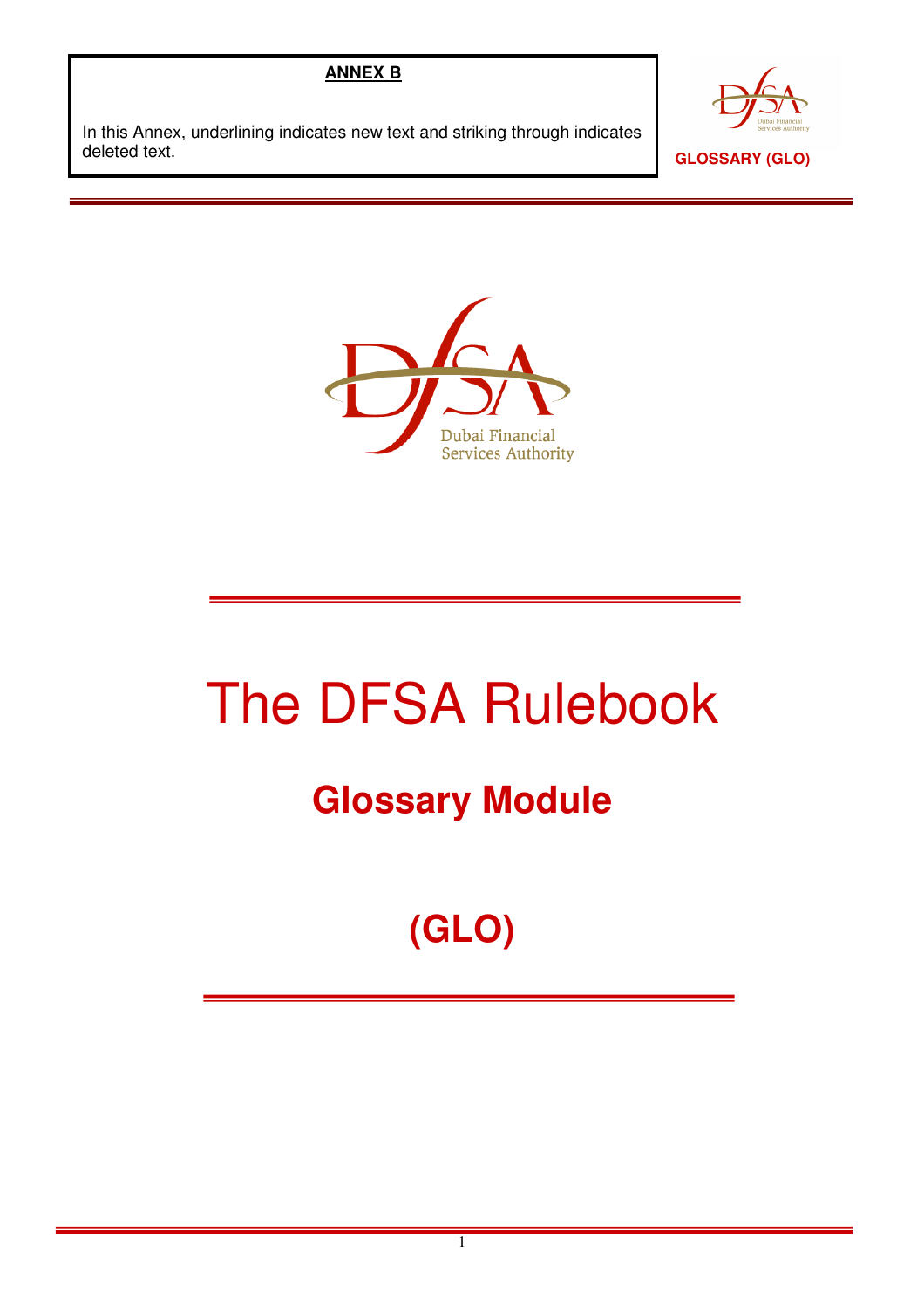**ANNEX B**

In this Annex, underlining indicates new text and striking through indicates deleted text.

**GLOSSARY (GLO)**

# The DFSA Rulebook

## Glossary Module

## (GLO)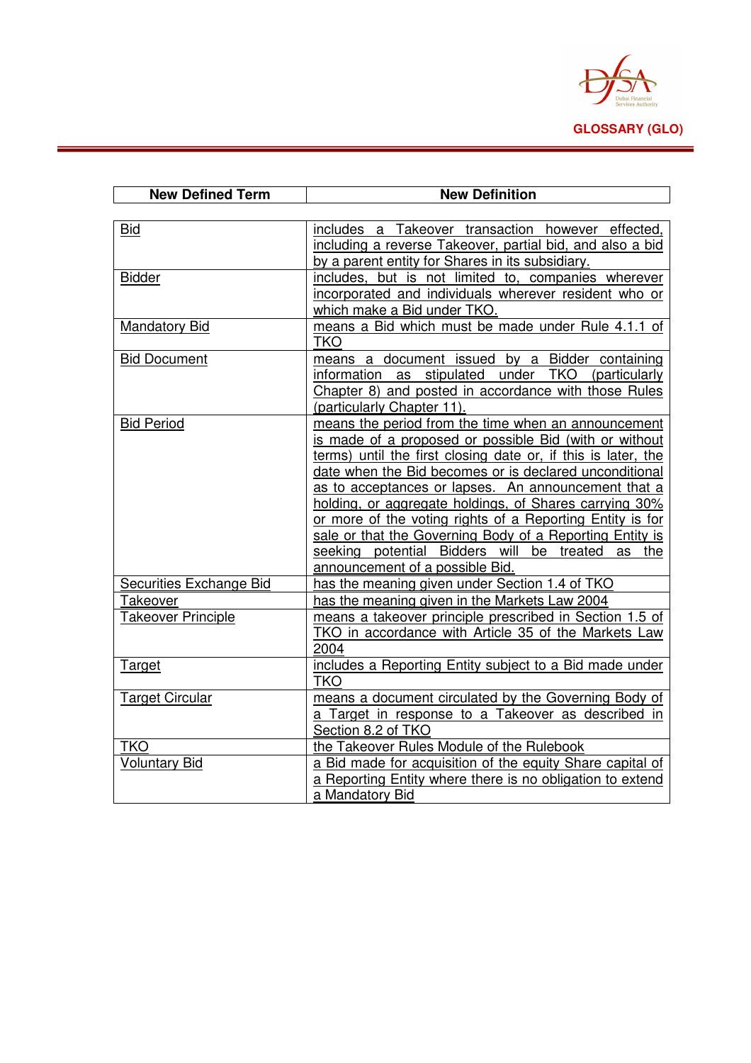| New Defined Term | New Definition |
|---|---|
| Bid | includes a Takeover transaction however effected, including a reverse Takeover, partial bid, and also a bid by a parent entity for Shares in its subsidiary. |
| Bidder | includes, but is not limited to, companies wherever incorporated and individuals wherever resident who or which make a Bid under TKO. |
| Mandatory Bid | means a Bid which must be made under Rule 4.1.1 of TKO |
| Bid Document | means a document issued by a Bidder containing information as stipulated under TKO (particularly Chapter 8) and posted in accordance with those Rules (particularly Chapter 11). |
| Bid Period | means the period from the time when an announcement is made of a proposed or possible Bid (with or without terms) until the first closing date or, if this is later, the date when the Bid becomes or is declared unconditional as to acceptances or lapses. An announcement that a holding, or aggregate holdings, of Shares carrying 30% or more of the voting rights of a Reporting Entity is for sale or that the Governing Body of a Reporting Entity is seeking potential Bidders will be treated as the announcement of a possible Bid. |
| Securities Exchange Bid | has the meaning given under Section 1.4 of TKO |
| Takeover | has the meaning given in the Markets Law 2004 |
| Takeover Principle | means a takeover principle prescribed in Section 1.5 of TKO in accordance with Article 35 of the Markets Law 2004 |
| Target | includes a Reporting Entity subject to a Bid made under TKO |
| Target Circular | means a document circulated by the Governing Body of a Target in response to a Takeover as described in Section 8.2 of TKO |
| TKO | the Takeover Rules Module of the Rulebook |
| Voluntary Bid | a Bid made for acquisition of the equity Share capital of a Reporting Entity where there is no obligation to extend a Mandatory Bid |